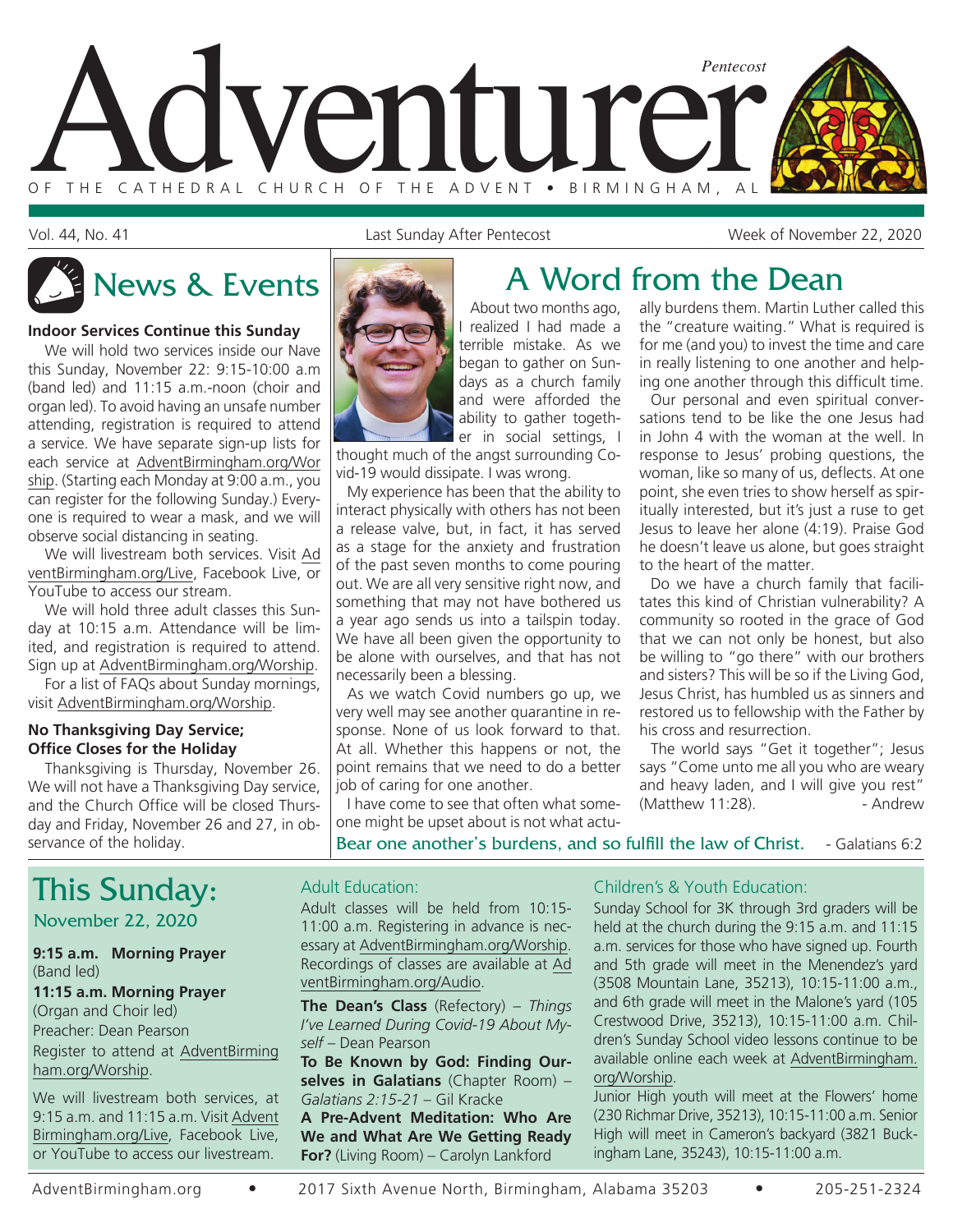# Adventurer

Pentecost

OF THE CATHEDRAL CHURCH OF THE ADVENT • BIRMINGHAM, AL

Vol. 44, No. 41 | Last Sunday After Pentecost | Week of November 22, 2020

## News & Events

### Indoor Services Continue this Sunday

We will hold two services inside our Nave this Sunday, November 22: 9:15-10:00 a.m (band led) and 11:15 a.m.-noon (choir and organ led). To avoid having an unsafe number attending, registration is required to attend a service. We have separate sign-up lists for each service at AdventBirmingham.org/Worship. (Starting each Monday at 9:00 a.m., you can register for the following Sunday.) Everyone is required to wear a mask, and we will observe social distancing in seating.

We will livestream both services. Visit AdventBirmingham.org/Live, Facebook Live, or YouTube to access our stream.

We will hold three adult classes this Sunday at 10:15 a.m. Attendance will be limited, and registration is required to attend. Sign up at AdventBirmingham.org/Worship.

For a list of FAQs about Sunday mornings, visit AdventBirmingham.org/Worship.

### No Thanksgiving Day Service; Office Closes for the Holiday

Thanksgiving is Thursday, November 26. We will not have a Thanksgiving Day service, and the Church Office will be closed Thursday and Friday, November 26 and 27, in observance of the holiday.

## A Word from the Dean

About two months ago, I realized I had made a terrible mistake. As we began to gather on Sundays as a church family and were afforded the ability to gather together in social settings, I thought much of the angst surrounding Covid-19 would dissipate. I was wrong.

My experience has been that the ability to interact physically with others has not been a release valve, but, in fact, it has served as a stage for the anxiety and frustration of the past seven months to come pouring out. We are all very sensitive right now, and something that may not have bothered us a year ago sends us into a tailspin today. We have all been given the opportunity to be alone with ourselves, and that has not necessarily been a blessing.

As we watch Covid numbers go up, we very well may see another quarantine in response. None of us look forward to that. At all. Whether this happens or not, the point remains that we need to do a better job of caring for one another.

I have come to see that often what someone might be upset about is not what actually burdens them. Martin Luther called this the "creature waiting." What is required is for me (and you) to invest the time and care in really listening to one another and helping one another through this difficult time.

Our personal and even spiritual conversations tend to be like the one Jesus had in John 4 with the woman at the well. In response to Jesus' probing questions, the woman, like so many of us, deflects. At one point, she even tries to show herself as spiritually interested, but it's just a ruse to get Jesus to leave her alone (4:19). Praise God he doesn't leave us alone, but goes straight to the heart of the matter.

Do we have a church family that facilitates this kind of Christian vulnerability? A community so rooted in the grace of God that we can not only be honest, but also be willing to "go there" with our brothers and sisters? This will be so if the Living God, Jesus Christ, has humbled us as sinners and restored us to fellowship with the Father by his cross and resurrection.

The world says "Get it together"; Jesus says "Come unto me all you who are weary and heavy laden, and I will give you rest" (Matthew 11:28). - Andrew

Bear one another's burdens, and so fulfill the law of Christ. - Galatians 6:2

## This Sunday:

November 22, 2020

**9:15 a.m. Morning Prayer**
(Band led)

**11:15 a.m. Morning Prayer**
(Organ and Choir led)
Preacher: Dean Pearson
Register to attend at AdventBirmingham.org/Worship.

We will livestream both services, at 9:15 a.m. and 11:15 a.m. Visit AdventBirmingham.org/Live, Facebook Live, or YouTube to access our livestream.

### Adult Education:

Adult classes will be held from 10:15-11:00 a.m. Registering in advance is necessary at AdventBirmingham.org/Worship. Recordings of classes are available at AdventBirmingham.org/Audio.

**The Dean's Class** (Refectory) – *Things I've Learned During Covid-19 About Myself* – Dean Pearson

**To Be Known by God: Finding Ourselves in Galatians** (Chapter Room) – *Galatians 2:15-21* – Gil Kracke

**A Pre-Advent Meditation: Who Are We and What Are We Getting Ready For?** (Living Room) – Carolyn Lankford

### Children's & Youth Education:

Sunday School for 3K through 3rd graders will be held at the church during the 9:15 a.m. and 11:15 a.m. services for those who have signed up. Fourth and 5th grade will meet in the Menendez's yard (3508 Mountain Lane, 35213), 10:15-11:00 a.m., and 6th grade will meet in the Malone's yard (105 Crestwood Drive, 35213), 10:15-11:00 a.m. Children's Sunday School video lessons continue to be available online each week at AdventBirmingham.org/Worship.

Junior High youth will meet at the Flowers' home (230 Richmar Drive, 35213), 10:15-11:00 a.m. Senior High will meet in Cameron's backyard (3821 Buckingham Lane, 35243), 10:15-11:00 a.m.

AdventBirmingham.org • 2017 Sixth Avenue North, Birmingham, Alabama 35203 • 205-251-2324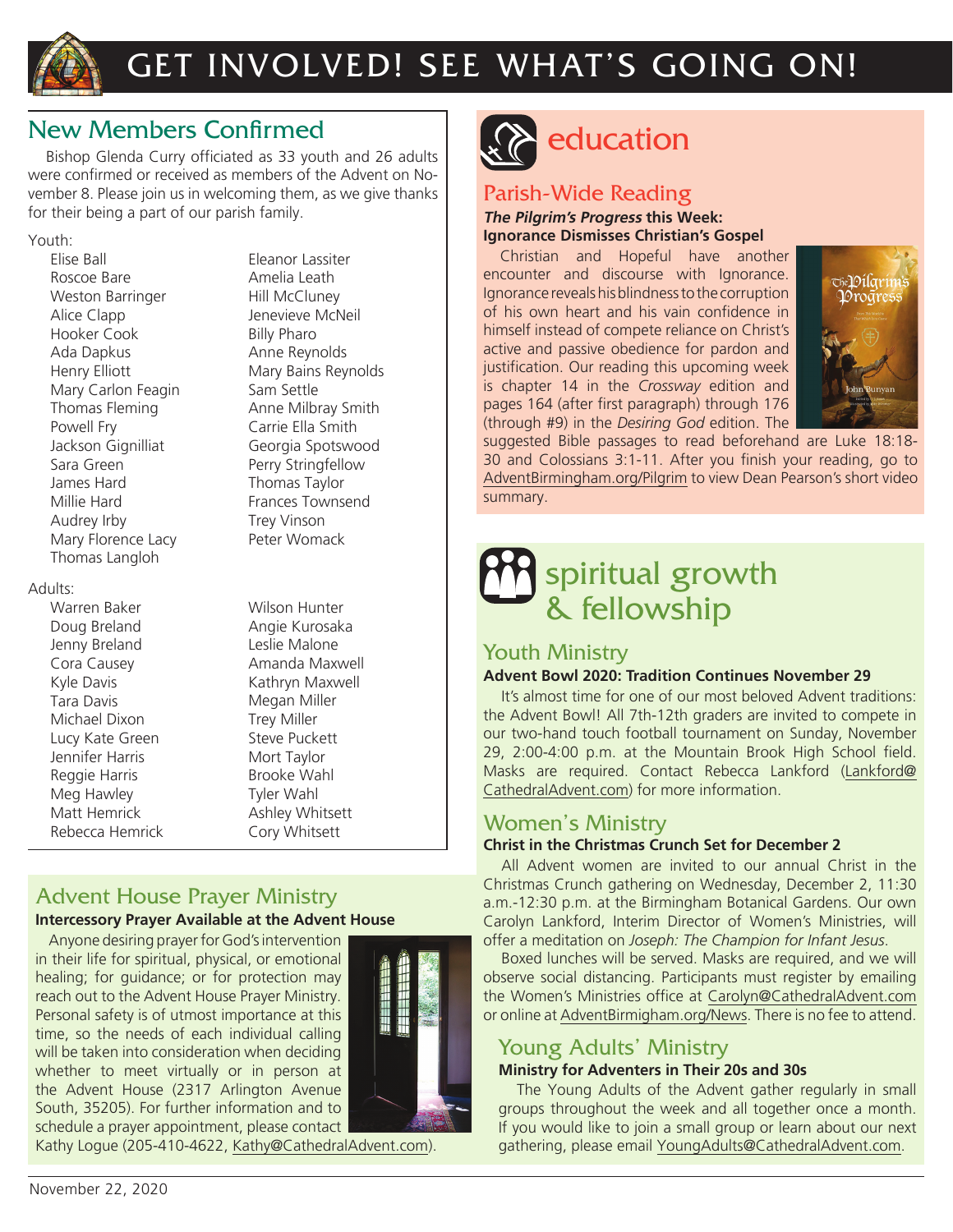# GET INVOLVED! SEE WHAT'S GOING ON!

## New Members Confirmed

Bishop Glenda Curry officiated as 33 youth and 26 adults were confirmed or received as members of the Advent on November 8. Please join us in welcoming them, as we give thanks for their being a part of our parish family.

Youth:

- Elise Ball
- Roscoe Bare
- Weston Barringer
- Alice Clapp
- Hooker Cook
- Ada Dapkus
- Henry Elliott
- Mary Carlon Feagin
- Thomas Fleming
- Powell Fry
- Jackson Gignilliat
- Sara Green
- James Hard
- Millie Hard
- Audrey Irby
- Mary Florence Lacy
- Thomas Langloh
- Eleanor Lassiter
- Amelia Leath
- Hill McCluney
- Jenevieve McNeil
- Billy Pharo
- Anne Reynolds
- Mary Bains Reynolds
- Sam Settle
- Anne Milbray Smith
- Carrie Ella Smith
- Georgia Spotswood
- Perry Stringfellow
- Thomas Taylor
- Frances Townsend
- Trey Vinson
- Peter Womack

Adults:

- Warren Baker
- Doug Breland
- Jenny Breland
- Cora Causey
- Kyle Davis
- Tara Davis
- Michael Dixon
- Lucy Kate Green
- Jennifer Harris
- Reggie Harris
- Meg Hawley
- Matt Hemrick
- Rebecca Hemrick
- Wilson Hunter
- Angie Kurosaka
- Leslie Malone
- Amanda Maxwell
- Kathryn Maxwell
- Megan Miller
- Trey Miller
- Steve Puckett
- Mort Taylor
- Brooke Wahl
- Tyler Wahl
- Ashley Whitsett
- Cory Whitsett

## Advent House Prayer Ministry

**Intercessory Prayer Available at the Advent House**

Anyone desiring prayer for God's intervention in their life for spiritual, physical, or emotional healing; for guidance; or for protection may reach out to the Advent House Prayer Ministry. Personal safety is of utmost importance at this time, so the needs of each individual calling will be taken into consideration when deciding whether to meet virtually or in person at the Advent House (2317 Arlington Avenue South, 35205). For further information and to schedule a prayer appointment, please contact Kathy Logue (205-410-4622, Kathy@CathedralAdvent.com).

# education

## Parish-Wide Reading

***The Pilgrim's Progress* this Week:**
**Ignorance Dismisses Christian's Gospel**

Christian and Hopeful have another encounter and discourse with Ignorance. Ignorance reveals his blindness to the corruption of his own heart and his vain confidence in himself instead of compete reliance on Christ's active and passive obedience for pardon and justification. Our reading this upcoming week is chapter 14 in the *Crossway* edition and pages 164 (after first paragraph) through 176 (through #9) in the *Desiring God* edition. The suggested Bible passages to read beforehand are Luke 18:18-30 and Colossians 3:1-11. After you finish your reading, go to AdventBirmingham.org/Pilgrim to view Dean Pearson's short video summary.

# spiritual growth & fellowship

## Youth Ministry

**Advent Bowl 2020: Tradition Continues November 29**

It's almost time for one of our most beloved Advent traditions: the Advent Bowl! All 7th-12th graders are invited to compete in our two-hand touch football tournament on Sunday, November 29, 2:00-4:00 p.m. at the Mountain Brook High School field. Masks are required. Contact Rebecca Lankford (Lankford@CathedralAdvent.com) for more information.

## Women's Ministry

**Christ in the Christmas Crunch Set for December 2**

All Advent women are invited to our annual Christ in the Christmas Crunch gathering on Wednesday, December 2, 11:30 a.m.-12:30 p.m. at the Birmingham Botanical Gardens. Our own Carolyn Lankford, Interim Director of Women's Ministries, will offer a meditation on *Joseph: The Champion for Infant Jesus*.

Boxed lunches will be served. Masks are required, and we will observe social distancing. Participants must register by emailing the Women's Ministries office at Carolyn@CathedralAdvent.com or online at AdventBirmigham.org/News. There is no fee to attend.

## Young Adults' Ministry

**Ministry for Adventers in Their 20s and 30s**

The Young Adults of the Advent gather regularly in small groups throughout the week and all together once a month. If you would like to join a small group or learn about our next gathering, please email YoungAdults@CathedralAdvent.com.

November 22, 2020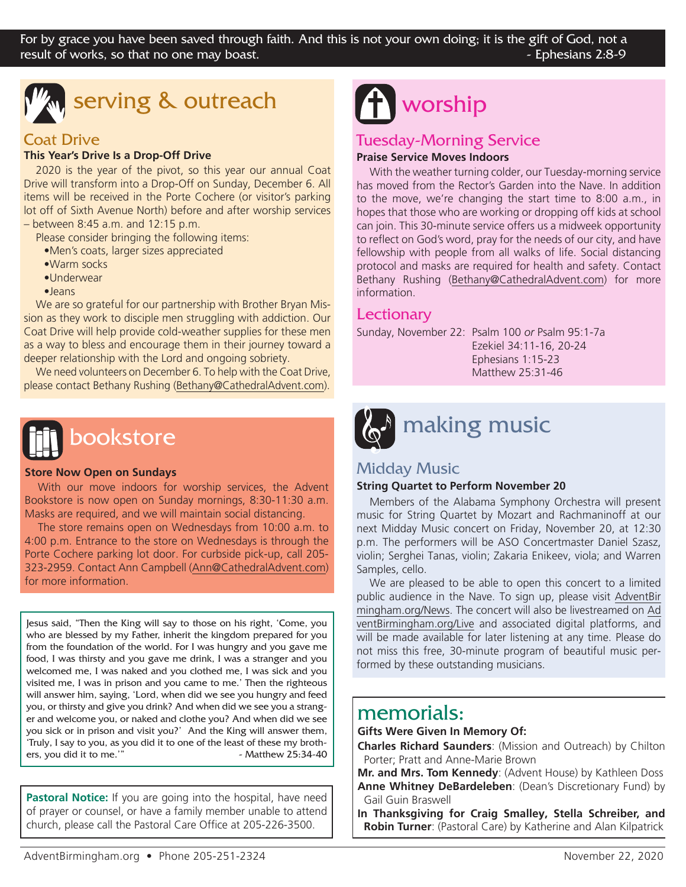For by grace you have been saved through faith. And this is not your own doing; it is the gift of God, not a result of works, so that no one may boast. - Ephesians 2:8-9

# serving & outreach

## Coat Drive

**This Year's Drive Is a Drop-Off Drive**

2020 is the year of the pivot, so this year our annual Coat Drive will transform into a Drop-Off on Sunday, December 6. All items will be received in the Porte Cochere (or visitor's parking lot off of Sixth Avenue North) before and after worship services – between 8:45 a.m. and 12:15 p.m.

Please consider bringing the following items:

- Men's coats, larger sizes appreciated
- Warm socks
- Underwear
- Jeans

We are so grateful for our partnership with Brother Bryan Mission as they work to disciple men struggling with addiction. Our Coat Drive will help provide cold-weather supplies for these men as a way to bless and encourage them in their journey toward a deeper relationship with the Lord and ongoing sobriety.

We need volunteers on December 6. To help with the Coat Drive, please contact Bethany Rushing (Bethany@CathedralAdvent.com).

# bookstore

**Store Now Open on Sundays**

With our move indoors for worship services, the Advent Bookstore is now open on Sunday mornings, 8:30-11:30 a.m. Masks are required, and we will maintain social distancing.

The store remains open on Wednesdays from 10:00 a.m. to 4:00 p.m. Entrance to the store on Wednesdays is through the Porte Cochere parking lot door. For curbside pick-up, call 205-323-2959. Contact Ann Campbell (Ann@CathedralAdvent.com) for more information.

Jesus said, "Then the King will say to those on his right, 'Come, you who are blessed by my Father, inherit the kingdom prepared for you from the foundation of the world. For I was hungry and you gave me food, I was thirsty and you gave me drink, I was a stranger and you welcomed me, I was naked and you clothed me, I was sick and you visited me, I was in prison and you came to me.' Then the righteous will answer him, saying, 'Lord, when did we see you hungry and feed you, or thirsty and give you drink? And when did we see you a stranger and welcome you, or naked and clothe you? And when did we see you sick or in prison and visit you?' And the King will answer them, 'Truly, I say to you, as you did it to one of the least of these my brothers, you did it to me.'" - Matthew 25:34-40

**Pastoral Notice:** If you are going into the hospital, have need of prayer or counsel, or have a family member unable to attend church, please call the Pastoral Care Office at 205-226-3500.

# worship

## Tuesday-Morning Service

**Praise Service Moves Indoors**

With the weather turning colder, our Tuesday-morning service has moved from the Rector's Garden into the Nave. In addition to the move, we're changing the start time to 8:00 a.m., in hopes that those who are working or dropping off kids at school can join. This 30-minute service offers us a midweek opportunity to reflect on God's word, pray for the needs of our city, and have fellowship with people from all walks of life. Social distancing protocol and masks are required for health and safety. Contact Bethany Rushing (Bethany@CathedralAdvent.com) for more information.

## Lectionary

Sunday, November 22: Psalm 100 *or* Psalm 95:1-7a
Ezekiel 34:11-16, 20-24
Ephesians 1:15-23
Matthew 25:31-46

# making music

## Midday Music

**String Quartet to Perform November 20**

Members of the Alabama Symphony Orchestra will present music for String Quartet by Mozart and Rachmaninoff at our next Midday Music concert on Friday, November 20, at 12:30 p.m. The performers will be ASO Concertmaster Daniel Szasz, violin; Serghei Tanas, violin; Zakaria Enikeev, viola; and Warren Samples, cello.

We are pleased to be able to open this concert to a limited public audience in the Nave. To sign up, please visit AdventBirmingham.org/News. The concert will also be livestreamed on AdventBirmingham.org/Live and associated digital platforms, and will be made available for later listening at any time. Please do not miss this free, 30-minute program of beautiful music performed by these outstanding musicians.

# memorials:

**Gifts Were Given In Memory Of:**

**Charles Richard Saunders**: (Mission and Outreach) by Chilton Porter; Pratt and Anne-Marie Brown

**Mr. and Mrs. Tom Kennedy**: (Advent House) by Kathleen Doss

**Anne Whitney DeBardeleben**: (Dean's Discretionary Fund) by Gail Guin Braswell

**In Thanksgiving for Craig Smalley, Stella Schreiber, and Robin Turner**: (Pastoral Care) by Katherine and Alan Kilpatrick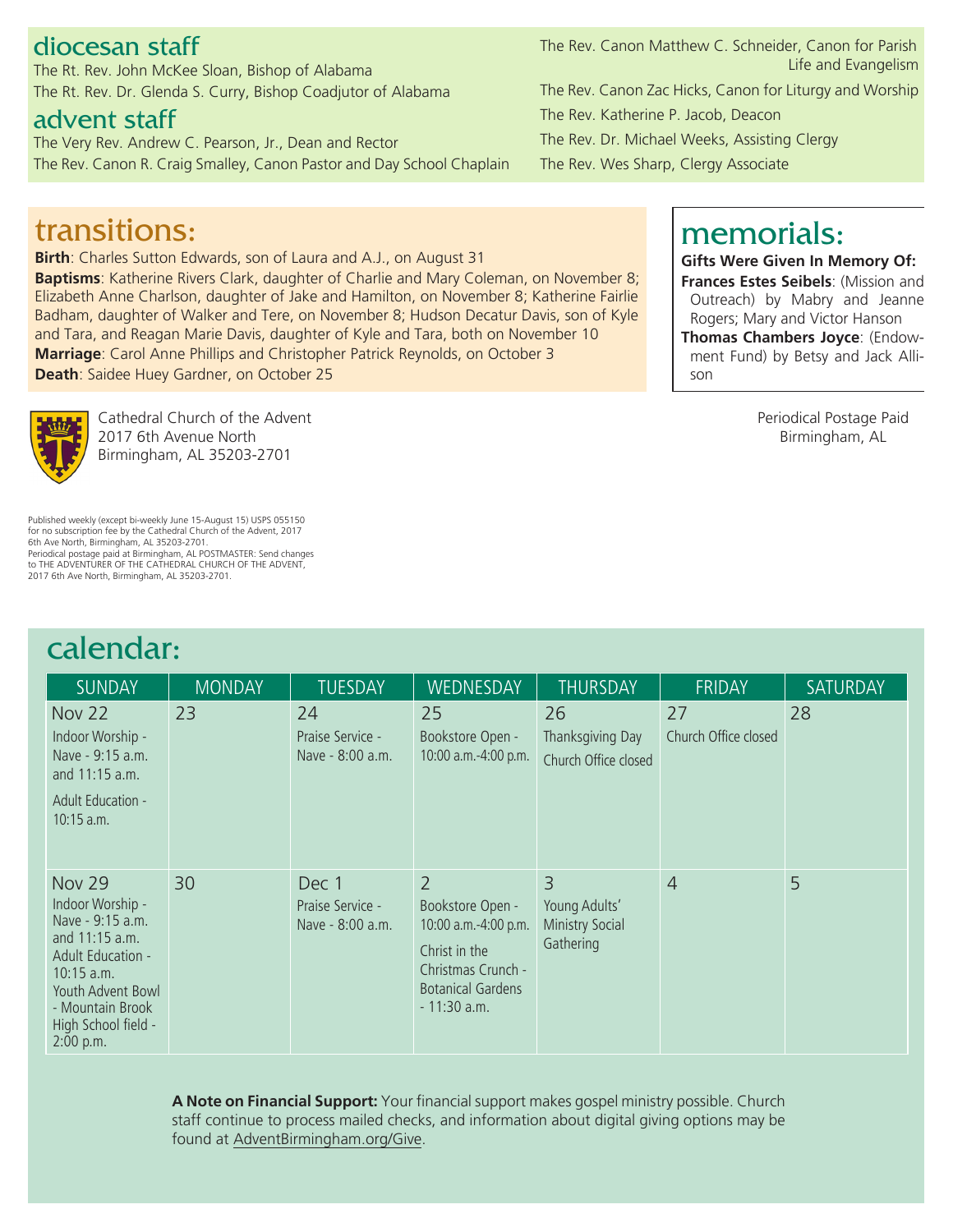## diocesan staff

The Rt. Rev. John McKee Sloan, Bishop of Alabama
The Rt. Rev. Dr. Glenda S. Curry, Bishop Coadjutor of Alabama

## advent staff

The Very Rev. Andrew C. Pearson, Jr., Dean and Rector
The Rev. Canon R. Craig Smalley, Canon Pastor and Day School Chaplain
The Rev. Canon Matthew C. Schneider, Canon for Parish Life and Evangelism
The Rev. Canon Zac Hicks, Canon for Liturgy and Worship
The Rev. Katherine P. Jacob, Deacon
The Rev. Dr. Michael Weeks, Assisting Clergy
The Rev. Wes Sharp, Clergy Associate

## transitions:

**Birth**: Charles Sutton Edwards, son of Laura and A.J., on August 31
**Baptisms**: Katherine Rivers Clark, daughter of Charlie and Mary Coleman, on November 8; Elizabeth Anne Charlson, daughter of Jake and Hamilton, on November 8; Katherine Fairlie Badham, daughter of Walker and Tere, on November 8; Hudson Decatur Davis, son of Kyle and Tara, and Reagan Marie Davis, daughter of Kyle and Tara, both on November 10
**Marriage**: Carol Anne Phillips and Christopher Patrick Reynolds, on October 3
**Death**: Saidee Huey Gardner, on October 25

## memorials:

**Gifts Were Given In Memory Of:**
**Frances Estes Seibels**: (Mission and Outreach) by Mabry and Jeanne Rogers; Mary and Victor Hanson
**Thomas Chambers Joyce**: (Endowment Fund) by Betsy and Jack Allison

Cathedral Church of the Advent
2017 6th Avenue North
Birmingham, AL 35203-2701

Periodical Postage Paid
Birmingham, AL

Published weekly (except bi-weekly June 15-August 15) USPS 055150 for no subscription fee by the Cathedral Church of the Advent, 2017 6th Ave North, Birmingham, AL 35203-2701.
Periodical postage paid at Birmingham, AL POSTMASTER: Send changes to THE ADVENTURER OF THE CATHEDRAL CHURCH OF THE ADVENT, 2017 6th Ave North, Birmingham, AL 35203-2701.

## calendar:

| SUNDAY | MONDAY | TUESDAY | WEDNESDAY | THURSDAY | FRIDAY | SATURDAY |
|---|---|---|---|---|---|---|
| Nov 22<br>Indoor Worship - Nave - 9:15 a.m. and 11:15 a.m.<br>Adult Education - 10:15 a.m. | 23 | 24<br>Praise Service - Nave - 8:00 a.m. | 25<br>Bookstore Open - 10:00 a.m.-4:00 p.m. | 26<br>Thanksgiving Day<br>Church Office closed | 27<br>Church Office closed | 28 |
| Nov 29<br>Indoor Worship - Nave - 9:15 a.m. and 11:15 a.m.<br>Adult Education - 10:15 a.m.<br>Youth Advent Bowl - Mountain Brook High School field - 2:00 p.m. | 30 | Dec 1<br>Praise Service - Nave - 8:00 a.m. | 2<br>Bookstore Open - 10:00 a.m.-4:00 p.m.<br>Christ in the Christmas Crunch - Botanical Gardens - 11:30 a.m. | 3<br>Young Adults' Ministry Social Gathering | 4 | 5 |

**A Note on Financial Support:** Your financial support makes gospel ministry possible. Church staff continue to process mailed checks, and information about digital giving options may be found at AdventBirmingham.org/Give.